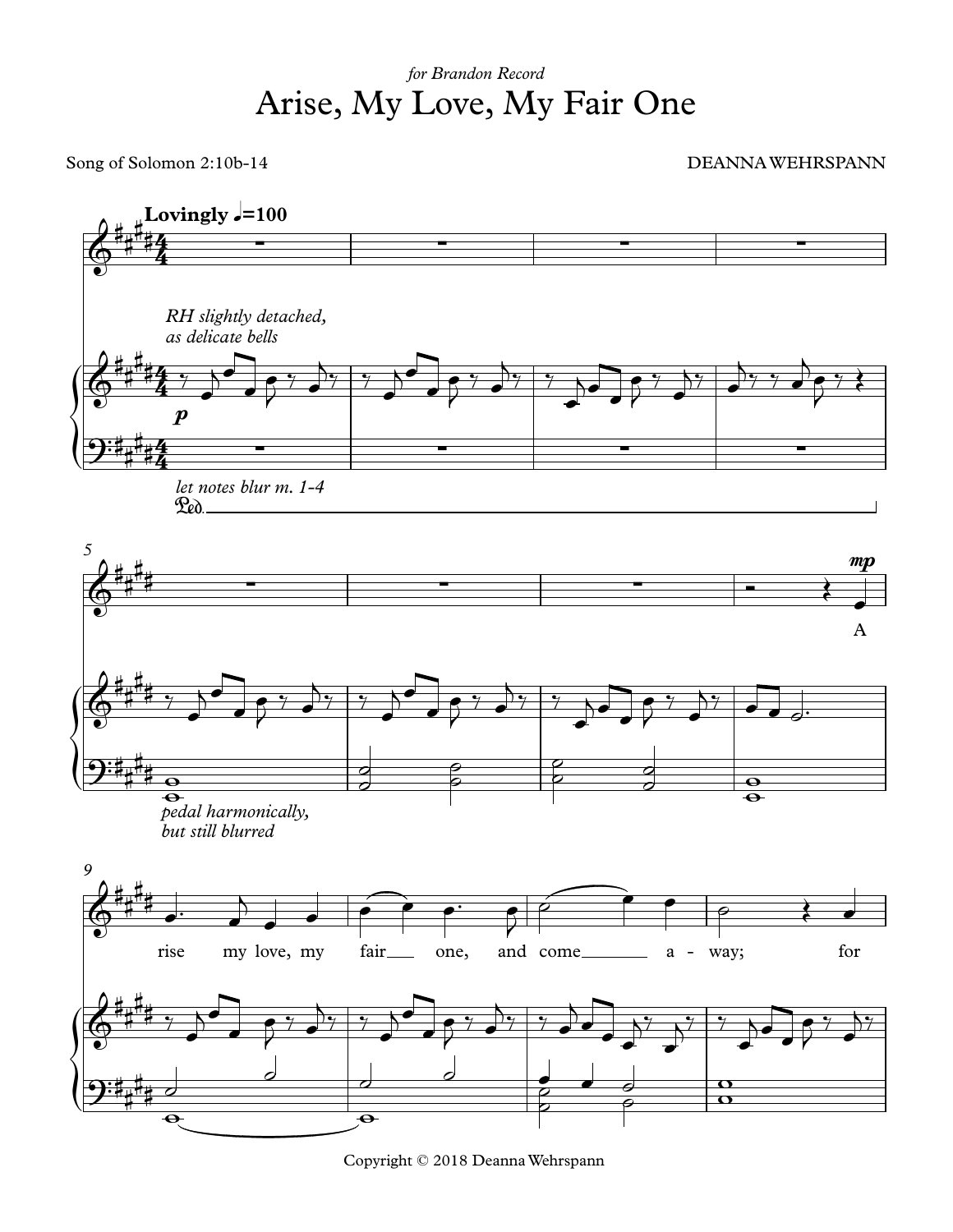*for Brandon Record*

# Arise, My Love, My Fair One

Song of Solomon 2:10b-14

DEANNA WEHRSPANN

**Lovingly** ♩=100

*RH slightly detached, as delicate bells*

*let notes blur m. 1-4*

*pedal harmonically, but still blurred*

A - rise my love, my fair one, and come a - way; for

Copyright © 2018 Deanna Wehrspann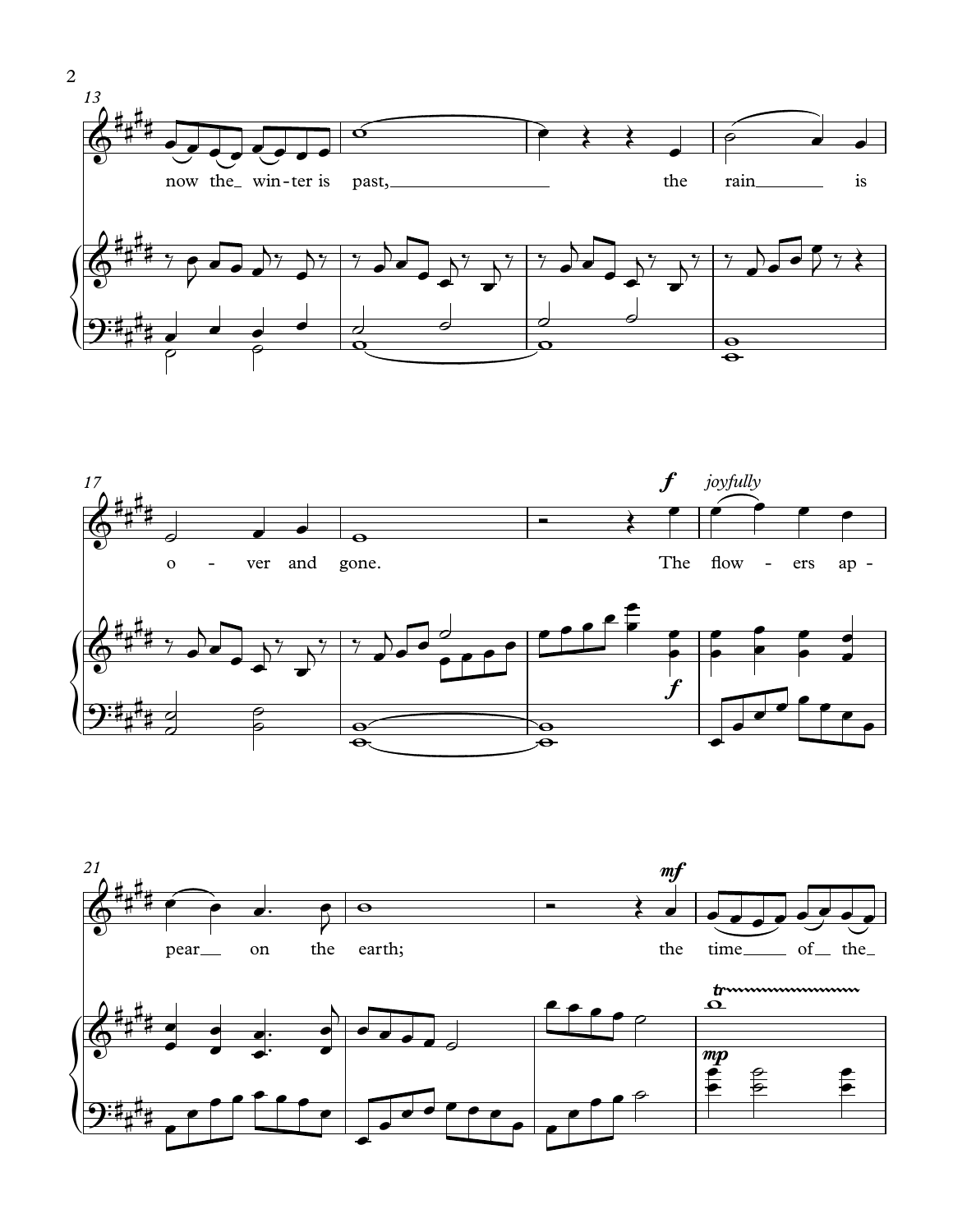now the winter is past, the rain is

over and gone. The flowers appear on the earth;

the time of the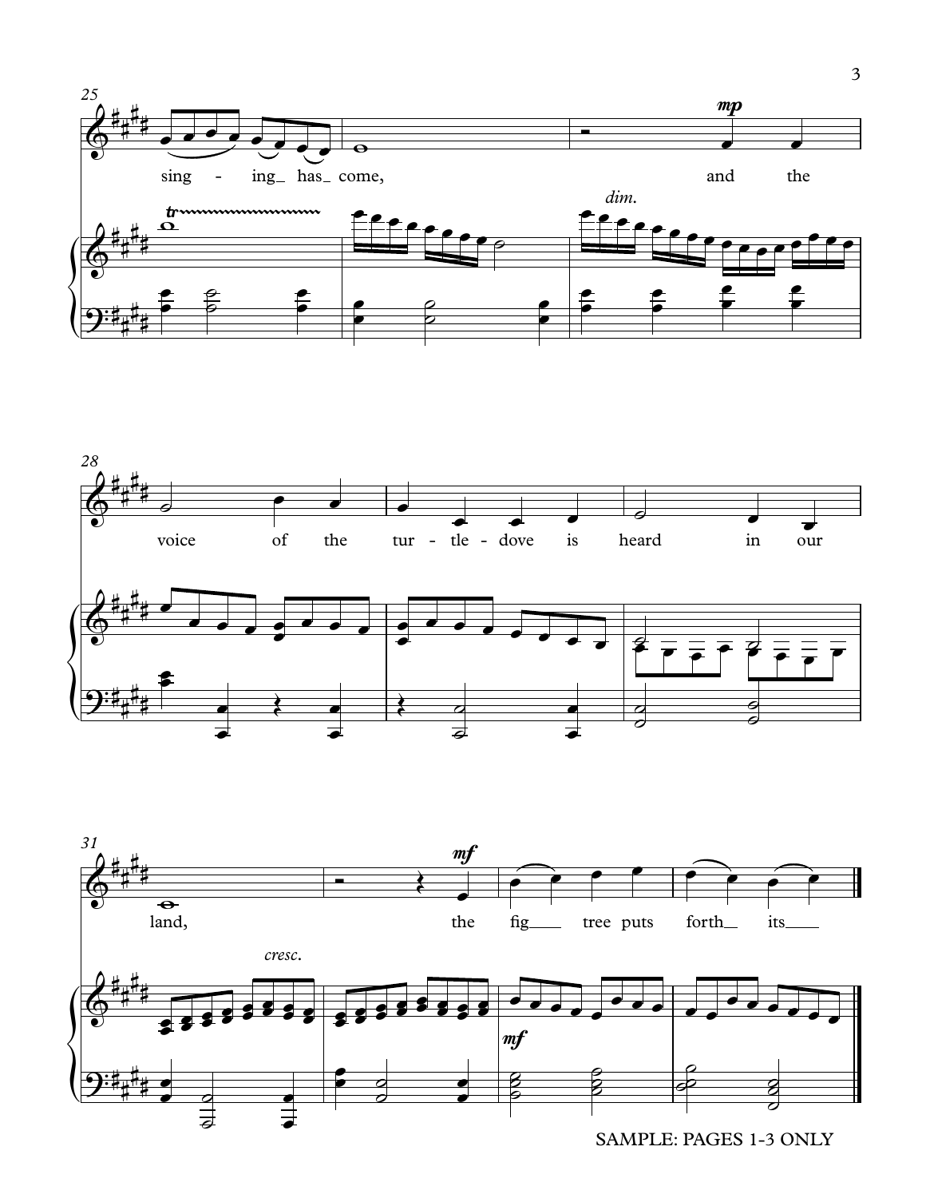25

sing - ing has come,

and the

mp

tr

dim.

28

voice of the tur - tle - dove is heard in our

31

land, the fig tree puts forth its

mf

cresc.

mf

SAMPLE: PAGES 1-3 ONLY